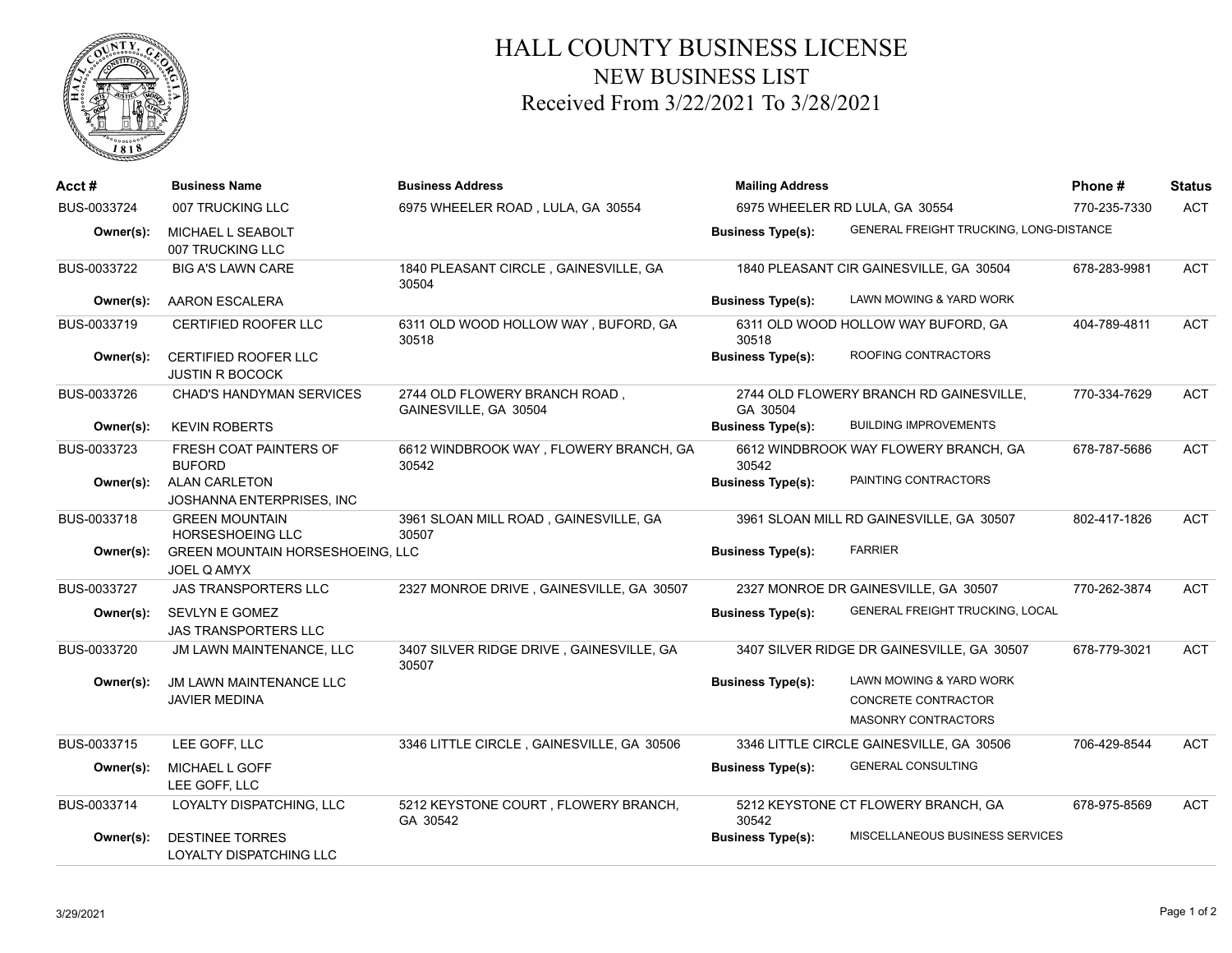# HALL COUNTY BUSINESS LICENSE
## NEW BUSINESS LIST
### Received From 3/22/2021 To 3/28/2021

| Acct # | Business Name | Business Address | Mailing Address | Phone # | Status |
|---|---|---|---|---|---|
| BUS-0033724 | 007 TRUCKING LLC | 6975 WHEELER ROAD , LULA, GA 30554 | 6975 WHEELER RD LULA, GA 30554 | 770-235-7330 | ACT |
| Owner(s): | MICHAEL L SEABOLT<br>007 TRUCKING LLC | | Business Type(s): GENERAL FREIGHT TRUCKING, LONG-DISTANCE | | |
| BUS-0033722 | BIG A'S LAWN CARE | 1840 PLEASANT CIRCLE , GAINESVILLE, GA 30504 | 1840 PLEASANT CIR GAINESVILLE, GA 30504 | 678-283-9981 | ACT |
| Owner(s): | AARON ESCALERA | | Business Type(s): LAWN MOWING & YARD WORK | | |
| BUS-0033719 | CERTIFIED ROOFER LLC | 6311 OLD WOOD HOLLOW WAY , BUFORD, GA 30518 | 6311 OLD WOOD HOLLOW WAY BUFORD, GA 30518 | 404-789-4811 | ACT |
| Owner(s): | CERTIFIED ROOFER LLC<br>JUSTIN R BOCOCK | | Business Type(s): ROOFING CONTRACTORS | | |
| BUS-0033726 | CHAD'S HANDYMAN SERVICES | 2744 OLD FLOWERY BRANCH ROAD , GAINESVILLE, GA 30504 | 2744 OLD FLOWERY BRANCH RD GAINESVILLE, GA 30504 | 770-334-7629 | ACT |
| Owner(s): | KEVIN ROBERTS | | Business Type(s): BUILDING IMPROVEMENTS | | |
| BUS-0033723 | FRESH COAT PAINTERS OF BUFORD | 6612 WINDBROOK WAY , FLOWERY BRANCH, GA 30542 | 6612 WINDBROOK WAY FLOWERY BRANCH, GA 30542 | 678-787-5686 | ACT |
| Owner(s): | ALAN CARLETON<br>JOSHANNA ENTERPRISES, INC | | Business Type(s): PAINTING CONTRACTORS | | |
| BUS-0033718 | GREEN MOUNTAIN HORSESHOEING LLC | 3961 SLOAN MILL ROAD , GAINESVILLE, GA 30507 | 3961 SLOAN MILL RD GAINESVILLE, GA 30507 | 802-417-1826 | ACT |
| Owner(s): | GREEN MOUNTAIN HORSESHOEING, LLC<br>JOEL Q AMYX | | Business Type(s): FARRIER | | |
| BUS-0033727 | JAS TRANSPORTERS LLC | 2327 MONROE DRIVE , GAINESVILLE, GA 30507 | 2327 MONROE DR GAINESVILLE, GA 30507 | 770-262-3874 | ACT |
| Owner(s): | SEVLYN E GOMEZ<br>JAS TRANSPORTERS LLC | | Business Type(s): GENERAL FREIGHT TRUCKING, LOCAL | | |
| BUS-0033720 | JM LAWN MAINTENANCE, LLC | 3407 SILVER RIDGE DRIVE , GAINESVILLE, GA 30507 | 3407 SILVER RIDGE DR GAINESVILLE, GA 30507 | 678-779-3021 | ACT |
| Owner(s): | JM LAWN MAINTENANCE LLC<br>JAVIER MEDINA | | Business Type(s): LAWN MOWING & YARD WORK<br>CONCRETE CONTRACTOR<br>MASONRY CONTRACTORS | | |
| BUS-0033715 | LEE GOFF, LLC | 3346 LITTLE CIRCLE , GAINESVILLE, GA 30506 | 3346 LITTLE CIRCLE GAINESVILLE, GA 30506 | 706-429-8544 | ACT |
| Owner(s): | MICHAEL L GOFF<br>LEE GOFF, LLC | | Business Type(s): GENERAL CONSULTING | | |
| BUS-0033714 | LOYALTY DISPATCHING, LLC | 5212 KEYSTONE COURT , FLOWERY BRANCH, GA 30542 | 5212 KEYSTONE CT FLOWERY BRANCH, GA 30542 | 678-975-8569 | ACT |
| Owner(s): | DESTINEE TORRES<br>LOYALTY DISPATCHING LLC | | Business Type(s): MISCELLANEOUS BUSINESS SERVICES | | |

3/29/2021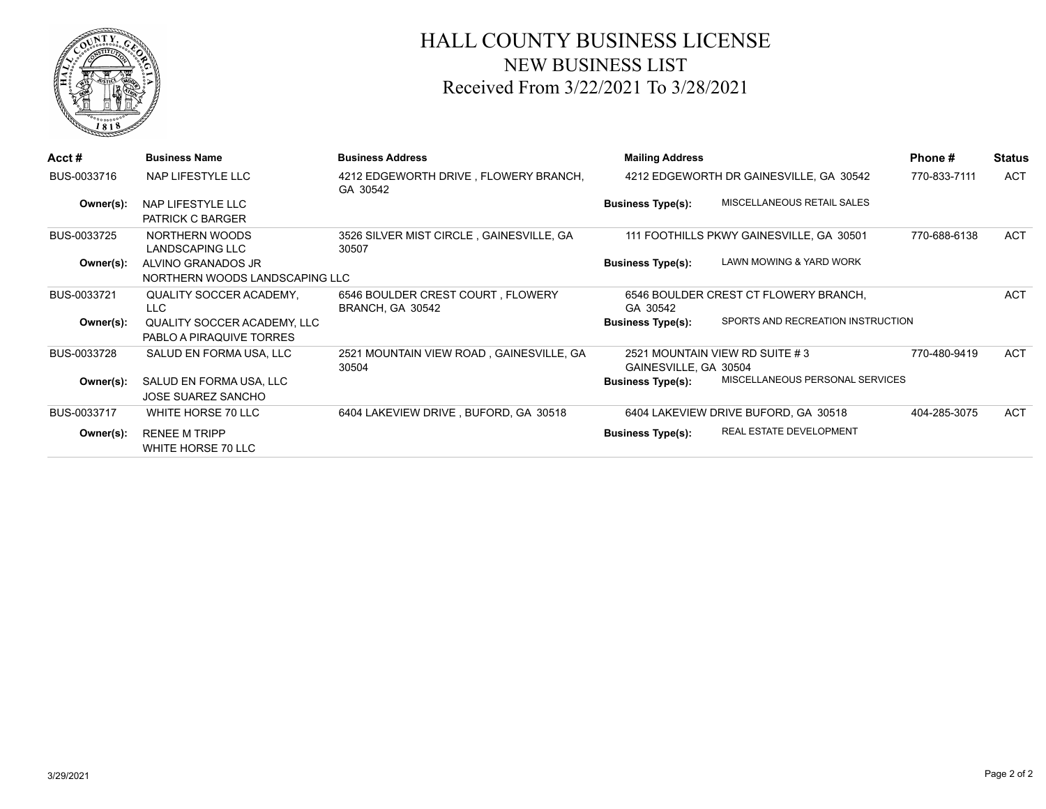# HALL COUNTY BUSINESS LICENSE

## NEW BUSINESS LIST

## Received From 3/22/2021 To 3/28/2021

| Acct # | Business Name | Business Address | Mailing Address | | Phone # | Status |
|---|---|---|---|---|---|---|
| BUS-0033716 | NAP LIFESTYLE LLC | 4212 EDGEWORTH DRIVE , FLOWERY BRANCH, GA 30542 | 4212 EDGEWORTH DR GAINESVILLE, GA 30542 | | 770-833-7111 | ACT |
| **Owner(s):** | NAP LIFESTYLE LLC<br>PATRICK C BARGER | | **Business Type(s):** | MISCELLANEOUS RETAIL SALES | | |
| BUS-0033725 | NORTHERN WOODS LANDSCAPING LLC | 3526 SILVER MIST CIRCLE , GAINESVILLE, GA 30507 | 111 FOOTHILLS PKWY GAINESVILLE, GA 30501 | | 770-688-6138 | ACT |
| **Owner(s):** | ALVINO GRANADOS JR<br>NORTHERN WOODS LANDSCAPING LLC | | **Business Type(s):** | LAWN MOWING & YARD WORK | | |
| BUS-0033721 | QUALITY SOCCER ACADEMY, LLC | 6546 BOULDER CREST COURT , FLOWERY BRANCH, GA 30542 | 6546 BOULDER CREST CT FLOWERY BRANCH, GA 30542 | | | ACT |
| **Owner(s):** | QUALITY SOCCER ACADEMY, LLC<br>PABLO A PIRAQUIVE TORRES | | **Business Type(s):** | SPORTS AND RECREATION INSTRUCTION | | |
| BUS-0033728 | SALUD EN FORMA USA, LLC | 2521 MOUNTAIN VIEW ROAD , GAINESVILLE, GA 30504 | 2521 MOUNTAIN VIEW RD SUITE # 3 GAINESVILLE, GA 30504 | | 770-480-9419 | ACT |
| **Owner(s):** | SALUD EN FORMA USA, LLC<br>JOSE SUAREZ SANCHO | | **Business Type(s):** | MISCELLANEOUS PERSONAL SERVICES | | |
| BUS-0033717 | WHITE HORSE 70 LLC | 6404 LAKEVIEW DRIVE , BUFORD, GA 30518 | 6404 LAKEVIEW DRIVE BUFORD, GA 30518 | | 404-285-3075 | ACT |
| **Owner(s):** | RENEE M TRIPP<br>WHITE HORSE 70 LLC | | **Business Type(s):** | REAL ESTATE DEVELOPMENT | | |

3/29/2021